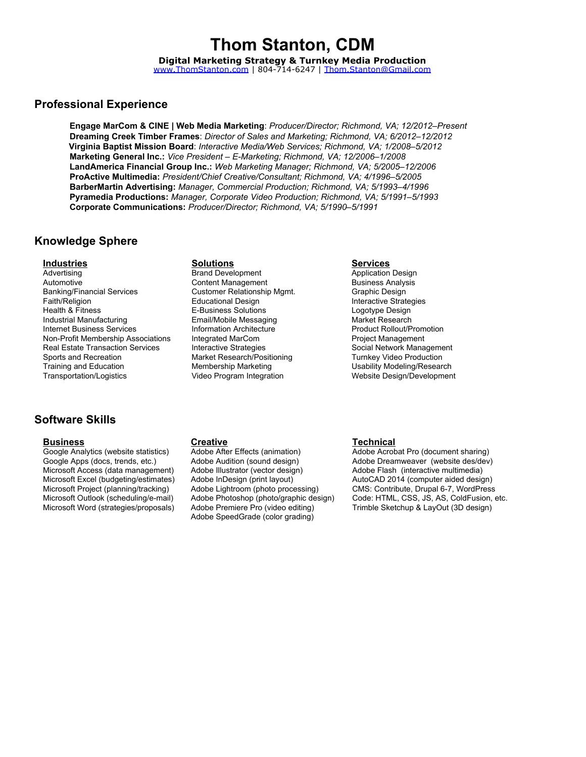# Thom Stanton, CDM

**Digital Marketing Strategy & Turnkey Media Production**

[www.ThomStanton.com](http://www.ThomStanton.com) | 804-714-6247 | [Thom.Stanton@Gmail.com](mailto:Thom.Stanton@Gmail.com)

## Professional Experience

**Engage MarCom & CINE | Web Media Marketing**: *Producer/Director; Richmond, VA; 12/2012–Present*
**Dreaming Creek Timber Frames**: *Director of Sales and Marketing; Richmond, VA; 6/2012–12/2012*
**Virginia Baptist Mission Board**: *Interactive Media/Web Services; Richmond, VA; 1/2008–5/2012*
**Marketing General Inc.:** *Vice President – E-Marketing; Richmond, VA; 12/2006–1/2008*
**LandAmerica Financial Group Inc.:** *Web Marketing Manager; Richmond, VA; 5/2005–12/2006*
**ProActive Multimedia:** *President/Chief Creative/Consultant; Richmond, VA; 4/1996–5/2005*
**BarberMartin Advertising:** *Manager, Commercial Production; Richmond, VA; 5/1993–4/1996*
**Pyramedia Productions:** *Manager, Corporate Video Production; Richmond, VA; 5/1991–5/1993*
**Corporate Communications:** *Producer/Director; Richmond, VA; 5/1990–5/1991*

## Knowledge Sphere

### Industries

- Advertising
- Automotive
- Banking/Financial Services
- Faith/Religion
- Health & Fitness
- Industrial Manufacturing
- Internet Business Services
- Non-Profit Membership Associations
- Real Estate Transaction Services
- Sports and Recreation
- Training and Education
- Transportation/Logistics

### Solutions

- Brand Development
- Content Management
- Customer Relationship Mgmt.
- Educational Design
- E-Business Solutions
- Email/Mobile Messaging
- Information Architecture
- Integrated MarCom
- Interactive Strategies
- Market Research/Positioning
- Membership Marketing
- Video Program Integration

### Services

- Application Design
- Business Analysis
- Graphic Design
- Interactive Strategies
- Logotype Design
- Market Research
- Product Rollout/Promotion
- Project Management
- Social Network Management
- Turnkey Video Production
- Usability Modeling/Research
- Website Design/Development

## Software Skills

### Business

- Google Analytics (website statistics)
- Google Apps (docs, trends, etc.)
- Microsoft Access (data management)
- Microsoft Excel (budgeting/estimates)
- Microsoft Project (planning/tracking)
- Microsoft Outlook (scheduling/e-mail)
- Microsoft Word (strategies/proposals)

### Creative

- Adobe After Effects (animation)
- Adobe Audition (sound design)
- Adobe Illustrator (vector design)
- Adobe InDesign (print layout)
- Adobe Lightroom (photo processing)
- Adobe Photoshop (photo/graphic design)
- Adobe Premiere Pro (video editing)
- Adobe SpeedGrade (color grading)

### Technical

- Adobe Acrobat Pro (document sharing)
- Adobe Dreamweaver (website des/dev)
- Adobe Flash (interactive multimedia)
- AutoCAD 2014 (computer aided design)
- CMS: Contribute, Drupal 6-7, WordPress
- Code: HTML, CSS, JS, AS, ColdFusion, etc.
- Trimble Sketchup & LayOut (3D design)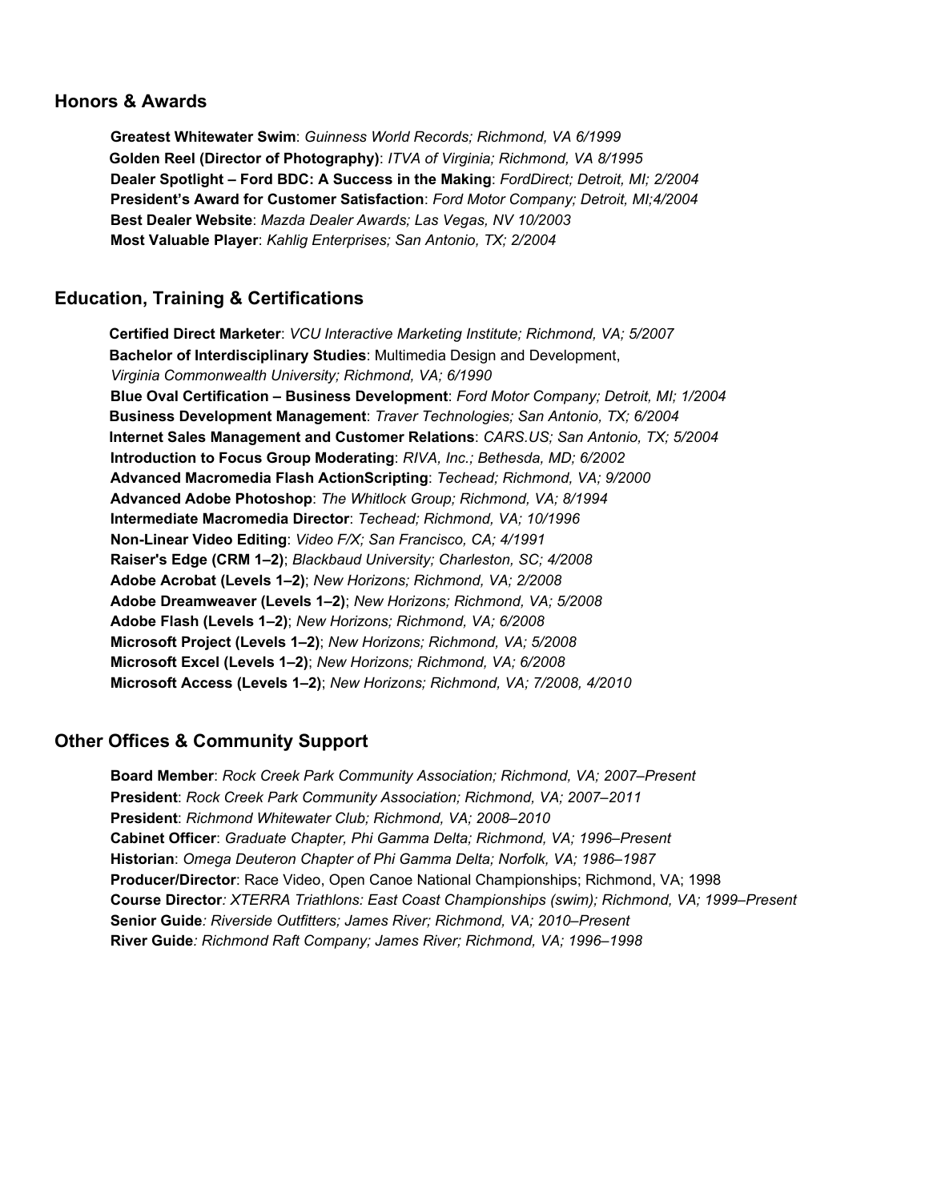## Honors & Awards

**Greatest Whitewater Swim**: *Guinness World Records; Richmond, VA 6/1999*
**Golden Reel (Director of Photography)**: *ITVA of Virginia; Richmond, VA 8/1995*
**Dealer Spotlight – Ford BDC: A Success in the Making**: *FordDirect; Detroit, MI; 2/2004*
**President's Award for Customer Satisfaction**: *Ford Motor Company; Detroit, MI;4/2004*
**Best Dealer Website**: *Mazda Dealer Awards; Las Vegas, NV 10/2003*
**Most Valuable Player**: *Kahlig Enterprises; San Antonio, TX; 2/2004*

## Education, Training & Certifications

**Certified Direct Marketer**: *VCU Interactive Marketing Institute; Richmond, VA; 5/2007*
**Bachelor of Interdisciplinary Studies**: Multimedia Design and Development,
*Virginia Commonwealth University; Richmond, VA; 6/1990*
**Blue Oval Certification – Business Development**: *Ford Motor Company; Detroit, MI; 1/2004*
**Business Development Management**: *Traver Technologies; San Antonio, TX; 6/2004*
**Internet Sales Management and Customer Relations**: *CARS.US; San Antonio, TX; 5/2004*
**Introduction to Focus Group Moderating**: *RIVA, Inc.; Bethesda, MD; 6/2002*
**Advanced Macromedia Flash ActionScripting**: *Techead; Richmond, VA; 9/2000*
**Advanced Adobe Photoshop**: *The Whitlock Group; Richmond, VA; 8/1994*
**Intermediate Macromedia Director**: *Techead; Richmond, VA; 10/1996*
**Non-Linear Video Editing**: *Video F/X; San Francisco, CA; 4/1991*
**Raiser's Edge (CRM 1–2)**; *Blackbaud University; Charleston, SC; 4/2008*
**Adobe Acrobat (Levels 1–2)**; *New Horizons; Richmond, VA; 2/2008*
**Adobe Dreamweaver (Levels 1–2)**; *New Horizons; Richmond, VA; 5/2008*
**Adobe Flash (Levels 1–2)**; *New Horizons; Richmond, VA; 6/2008*
**Microsoft Project (Levels 1–2)**; *New Horizons; Richmond, VA; 5/2008*
**Microsoft Excel (Levels 1–2)**; *New Horizons; Richmond, VA; 6/2008*
**Microsoft Access (Levels 1–2)**; *New Horizons; Richmond, VA; 7/2008, 4/2010*

## Other Offices & Community Support

**Board Member**: *Rock Creek Park Community Association; Richmond, VA; 2007–Present*
**President**: *Rock Creek Park Community Association; Richmond, VA; 2007–2011*
**President**: *Richmond Whitewater Club; Richmond, VA; 2008–2010*
**Cabinet Officer**: *Graduate Chapter, Phi Gamma Delta; Richmond, VA; 1996–Present*
**Historian**: *Omega Deuteron Chapter of Phi Gamma Delta; Norfolk, VA; 1986–1987*
**Producer/Director**: Race Video, Open Canoe National Championships; Richmond, VA; 1998
**Course Director***: XTERRA Triathlons: East Coast Championships (swim); Richmond, VA; 1999–Present*
**Senior Guide***: Riverside Outfitters; James River; Richmond, VA; 2010–Present*
**River Guide***: Richmond Raft Company; James River; Richmond, VA; 1996–1998*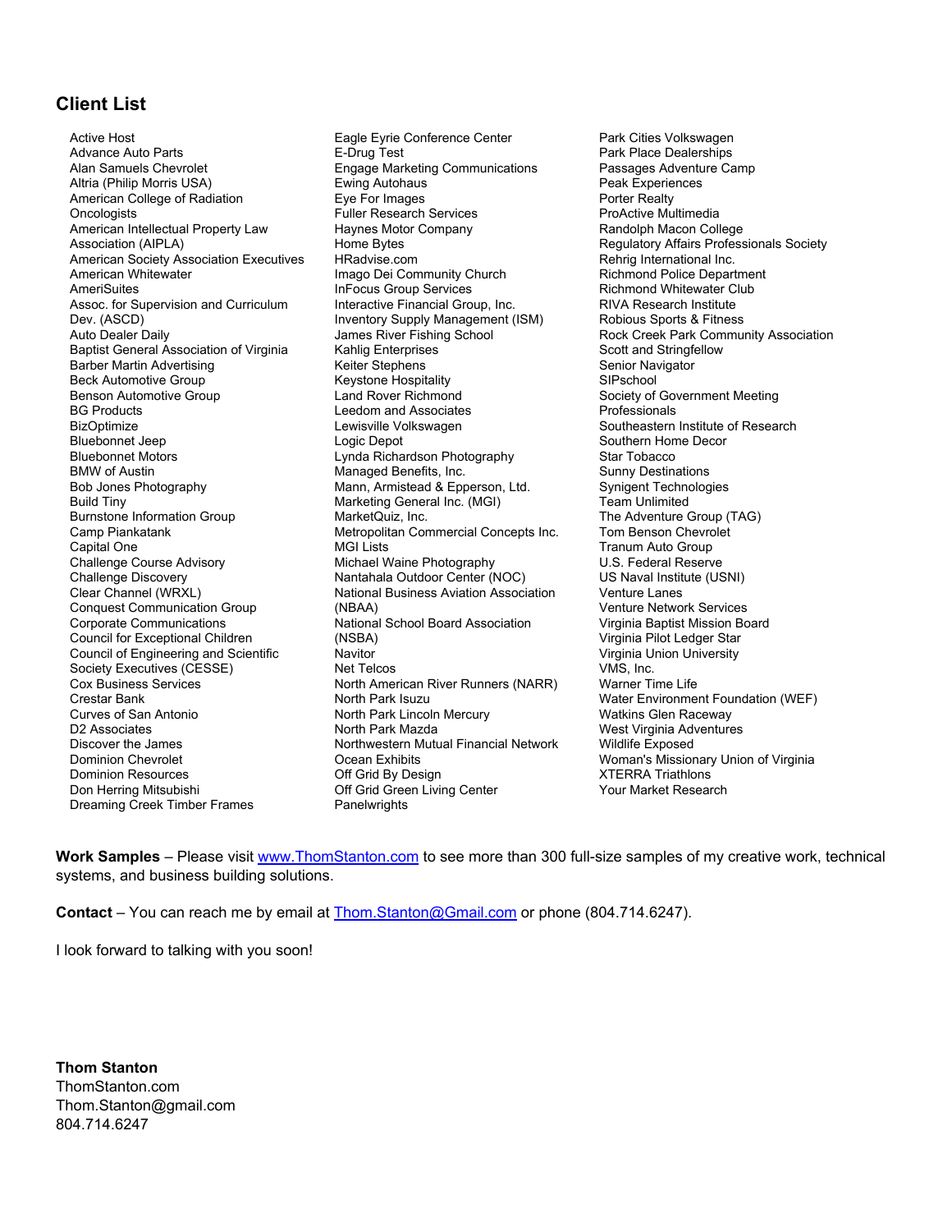## Client List

- Active Host
- Advance Auto Parts
- Alan Samuels Chevrolet
- Altria (Philip Morris USA)
- American College of Radiation Oncologists
- American Intellectual Property Law Association (AIPLA)
- American Society Association Executives
- American Whitewater
- AmeriSuites
- Assoc. for Supervision and Curriculum Dev. (ASCD)
- Auto Dealer Daily
- Baptist General Association of Virginia
- Barber Martin Advertising
- Beck Automotive Group
- Benson Automotive Group
- BG Products
- BizOptimize
- Bluebonnet Jeep
- Bluebonnet Motors
- BMW of Austin
- Bob Jones Photography
- Build Tiny
- Burnstone Information Group
- Camp Piankatank
- Capital One
- Challenge Course Advisory
- Challenge Discovery
- Clear Channel (WRXL)
- Conquest Communication Group
- Corporate Communications
- Council for Exceptional Children
- Council of Engineering and Scientific Society Executives (CESSE)
- Cox Business Services
- Crestar Bank
- Curves of San Antonio
- D2 Associates
- Discover the James
- Dominion Chevrolet
- Dominion Resources
- Don Herring Mitsubishi
- Dreaming Creek Timber Frames
- Eagle Eyrie Conference Center
- E-Drug Test
- Engage Marketing Communications
- Ewing Autohaus
- Eye For Images
- Fuller Research Services
- Haynes Motor Company
- Home Bytes
- HRadvise.com
- Imago Dei Community Church
- InFocus Group Services
- Interactive Financial Group, Inc.
- Inventory Supply Management (ISM)
- James River Fishing School
- Kahlig Enterprises
- Keiter Stephens
- Keystone Hospitality
- Land Rover Richmond
- Leedom and Associates
- Lewisville Volkswagen
- Logic Depot
- Lynda Richardson Photography
- Managed Benefits, Inc.
- Mann, Armistead & Epperson, Ltd.
- Marketing General Inc. (MGI)
- MarketQuiz, Inc.
- Metropolitan Commercial Concepts Inc.
- MGI Lists
- Michael Waine Photography
- Nantahala Outdoor Center (NOC)
- National Business Aviation Association (NBAA)
- National School Board Association (NSBA)
- Navitor
- Net Telcos
- North American River Runners (NARR)
- North Park Isuzu
- North Park Lincoln Mercury
- North Park Mazda
- Northwestern Mutual Financial Network
- Ocean Exhibits
- Off Grid By Design
- Off Grid Green Living Center
- Panelwrights
- Park Cities Volkswagen
- Park Place Dealerships
- Passages Adventure Camp
- Peak Experiences
- Porter Realty
- ProActive Multimedia
- Randolph Macon College
- Regulatory Affairs Professionals Society
- Rehrig International Inc.
- Richmond Police Department
- Richmond Whitewater Club
- RIVA Research Institute
- Robious Sports & Fitness
- Rock Creek Park Community Association
- Scott and Stringfellow
- Senior Navigator
- SIPschool
- Society of Government Meeting Professionals
- Southeastern Institute of Research
- Southern Home Decor
- Star Tobacco
- Sunny Destinations
- Synigent Technologies
- Team Unlimited
- The Adventure Group (TAG)
- Tom Benson Chevrolet
- Tranum Auto Group
- U.S. Federal Reserve
- US Naval Institute (USNI)
- Venture Lanes
- Venture Network Services
- Virginia Baptist Mission Board
- Virginia Pilot Ledger Star
- Virginia Union University
- VMS, Inc.
- Warner Time Life
- Water Environment Foundation (WEF)
- Watkins Glen Raceway
- West Virginia Adventures
- Wildlife Exposed
- Woman's Missionary Union of Virginia
- XTERRA Triathlons
- Your Market Research

**Work Samples** – Please visit www.ThomStanton.com to see more than 300 full-size samples of my creative work, technical systems, and business building solutions.

**Contact** – You can reach me by email at Thom.Stanton@Gmail.com or phone (804.714.6247).

I look forward to talking with you soon!

**Thom Stanton**
ThomStanton.com
Thom.Stanton@gmail.com
804.714.6247